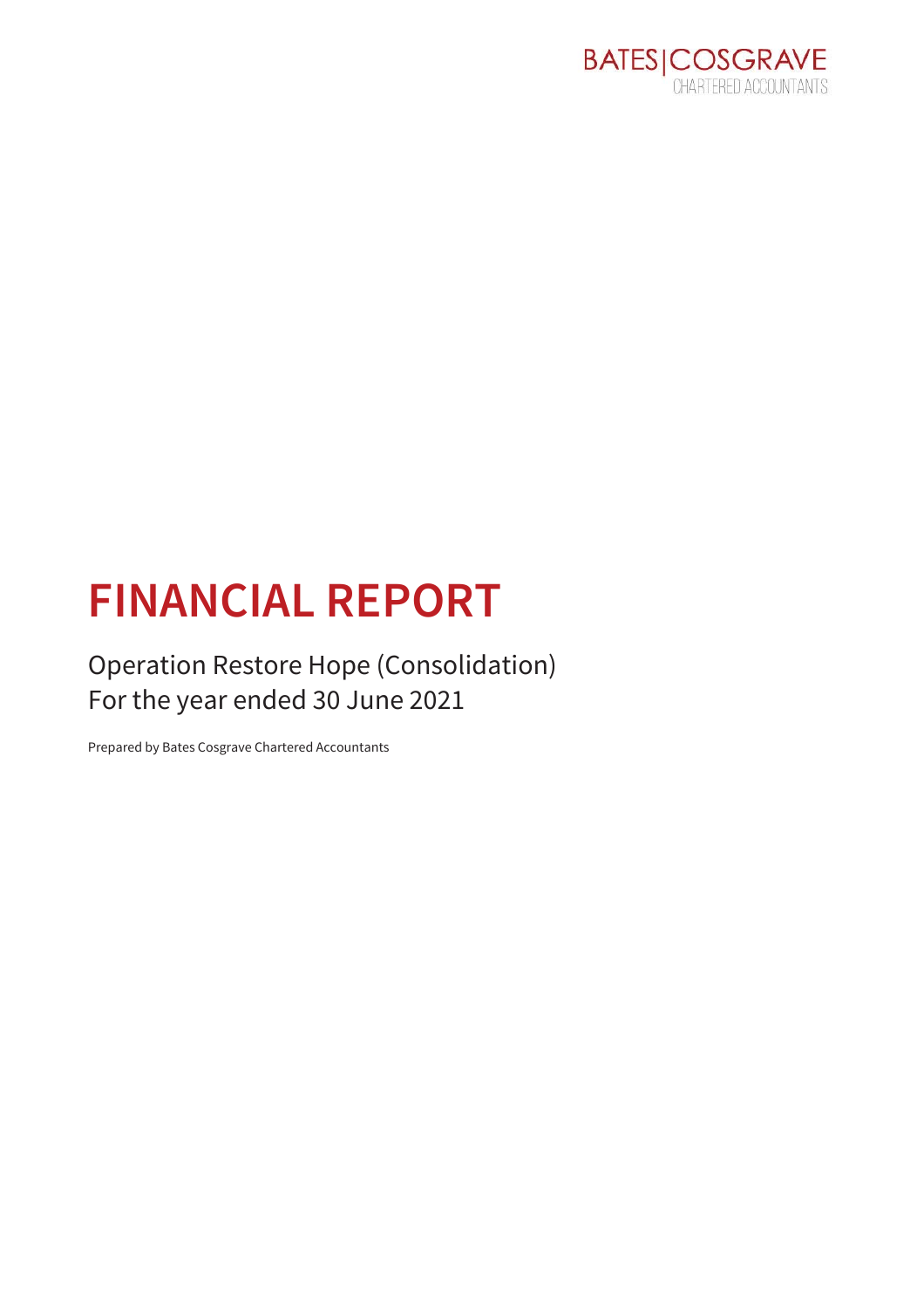BATES|COSGRAVE
CHARTERED ACCOUNTANTS

# FINANCIAL REPORT

Operation Restore Hope (Consolidation)
For the year ended 30 June 2021

Prepared by Bates Cosgrave Chartered Accountants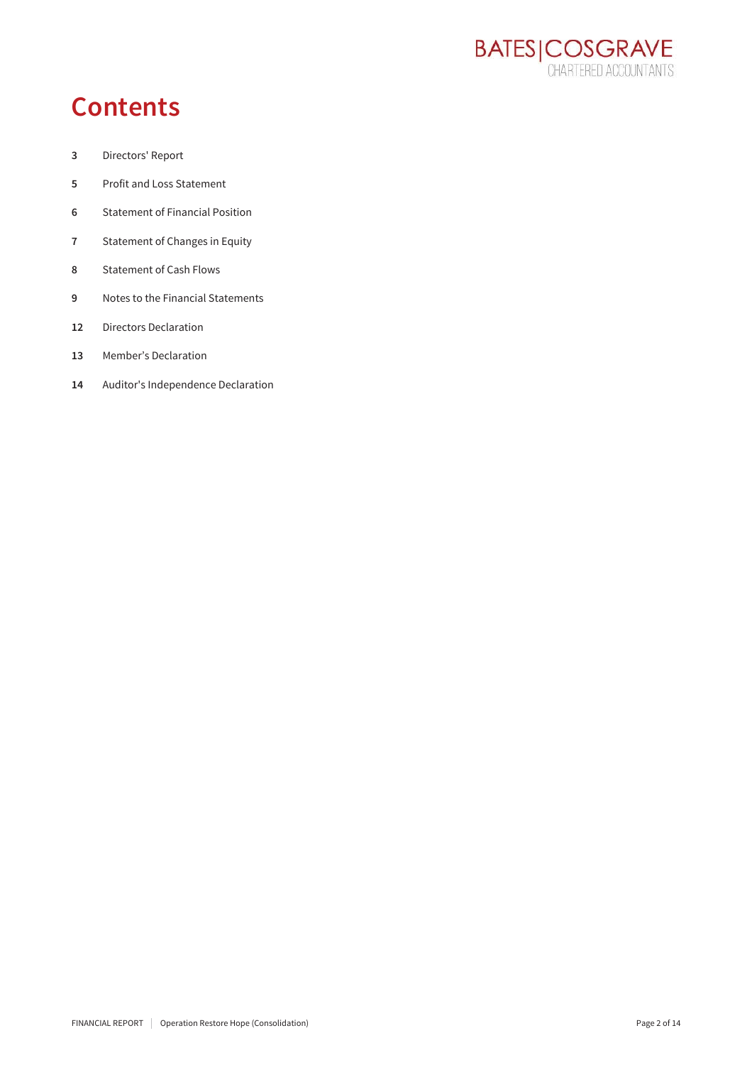# Contents

| | |
|---|---|
| **3** | Directors' Report |
| **5** | Profit and Loss Statement |
| **6** | Statement of Financial Position |
| **7** | Statement of Changes in Equity |
| **8** | Statement of Cash Flows |
| **9** | Notes to the Financial Statements |
| **12** | Directors Declaration |
| **13** | Member's Declaration |
| **14** | Auditor's Independence Declaration |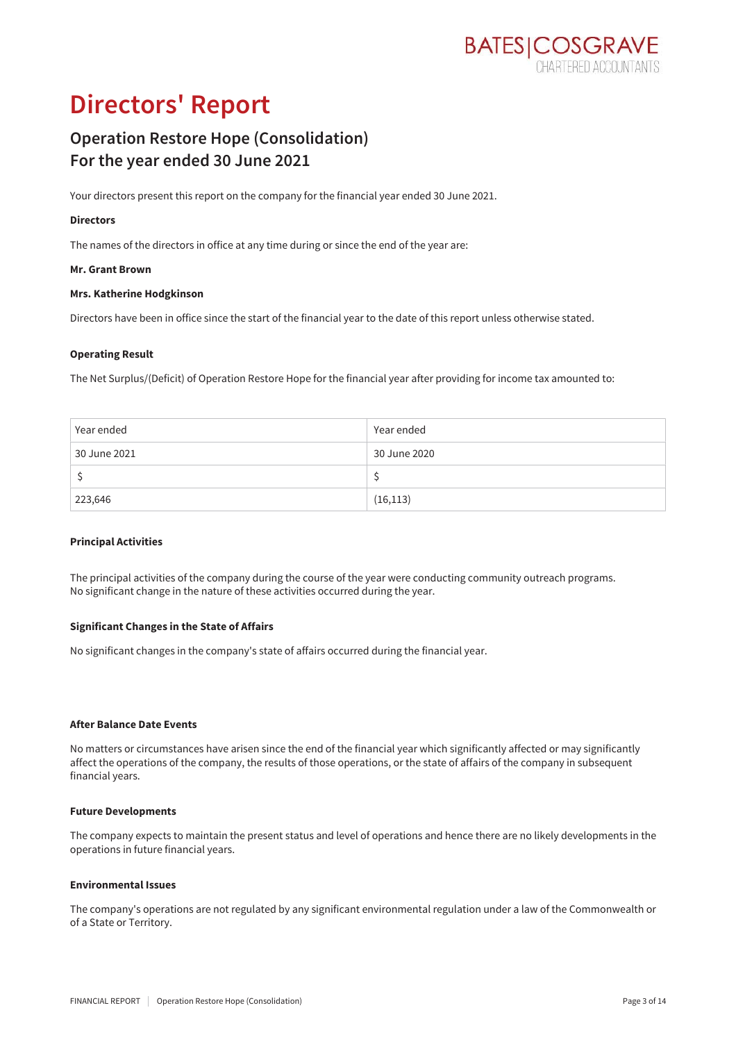# Directors' Report

## Operation Restore Hope (Consolidation)
## For the year ended 30 June 2021

Your directors present this report on the company for the financial year ended 30 June 2021.

**Directors**

The names of the directors in office at any time during or since the end of the year are:

**Mr. Grant Brown**

**Mrs. Katherine Hodgkinson**

Directors have been in office since the start of the financial year to the date of this report unless otherwise stated.

**Operating Result**

The Net Surplus/(Deficit) of Operation Restore Hope for the financial year after providing for income tax amounted to:

| Year ended | Year ended |
|---|---|
| 30 June 2021 | 30 June 2020 |
| $ | $ |
| 223,646 | (16,113) |

**Principal Activities**

The principal activities of the company during the course of the year were conducting community outreach programs. No significant change in the nature of these activities occurred during the year.

**Significant Changes in the State of Affairs**

No significant changes in the company's state of affairs occurred during the financial year.

**After Balance Date Events**

No matters or circumstances have arisen since the end of the financial year which significantly affected or may significantly affect the operations of the company, the results of those operations, or the state of affairs of the company in subsequent financial years.

**Future Developments**

The company expects to maintain the present status and level of operations and hence there are no likely developments in the operations in future financial years.

**Environmental Issues**

The company's operations are not regulated by any significant environmental regulation under a law of the Commonwealth or of a State or Territory.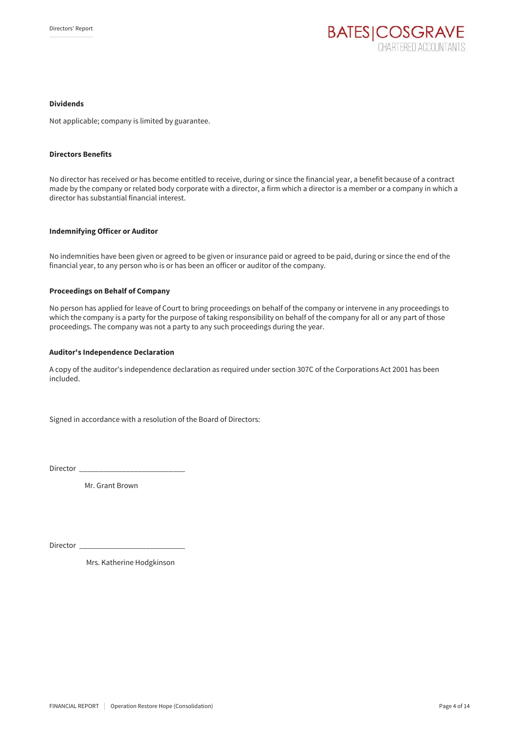**Dividends**

Not applicable; company is limited by guarantee.

**Directors Benefits**

No director has received or has become entitled to receive, during or since the financial year, a benefit because of a contract made by the company or related body corporate with a director, a firm which a director is a member or a company in which a director has substantial financial interest.

**Indemnifying Officer or Auditor**

No indemnities have been given or agreed to be given or insurance paid or agreed to be paid, during or since the end of the financial year, to any person who is or has been an officer or auditor of the company.

**Proceedings on Behalf of Company**

No person has applied for leave of Court to bring proceedings on behalf of the company or intervene in any proceedings to which the company is a party for the purpose of taking responsibility on behalf of the company for all or any part of those proceedings. The company was not a party to any such proceedings during the year.

**Auditor's Independence Declaration**

A copy of the auditor's independence declaration as required under section 307C of the Corporations Act 2001 has been included.

Signed in accordance with a resolution of the Board of Directors:

Director ___________________________

Mr. Grant Brown

Director ___________________________

Mrs. Katherine Hodgkinson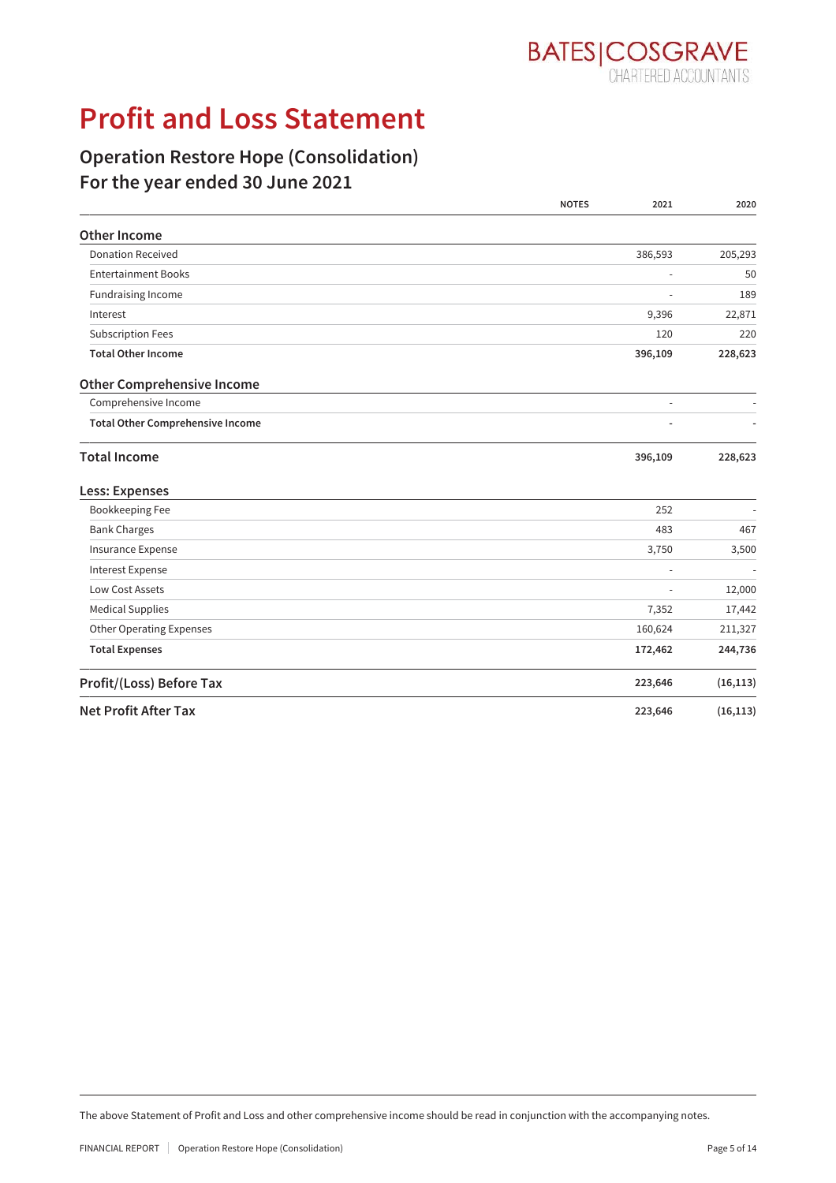# Profit and Loss Statement

## Operation Restore Hope (Consolidation)
## For the year ended 30 June 2021

| | NOTES | 2021 | 2020 |
|---|---|---|---|
| **Other Income** | | | |
| Donation Received | | 386,593 | 205,293 |
| Entertainment Books | | - | 50 |
| Fundraising Income | | - | 189 |
| Interest | | 9,396 | 22,871 |
| Subscription Fees | | 120 | 220 |
| **Total Other Income** | | **396,109** | **228,623** |
| **Other Comprehensive Income** | | | |
| Comprehensive Income | | - | - |
| **Total Other Comprehensive Income** | | **-** | **-** |
| **Total Income** | | **396,109** | **228,623** |
| **Less: Expenses** | | | |
| Bookkeeping Fee | | 252 | - |
| Bank Charges | | 483 | 467 |
| Insurance Expense | | 3,750 | 3,500 |
| Interest Expense | | - | - |
| Low Cost Assets | | - | 12,000 |
| Medical Supplies | | 7,352 | 17,442 |
| Other Operating Expenses | | 160,624 | 211,327 |
| **Total Expenses** | | **172,462** | **244,736** |
| **Profit/(Loss) Before Tax** | | **223,646** | **(16,113)** |
| **Net Profit After Tax** | | **223,646** | **(16,113)** |

The above Statement of Profit and Loss and other comprehensive income should be read in conjunction with the accompanying notes.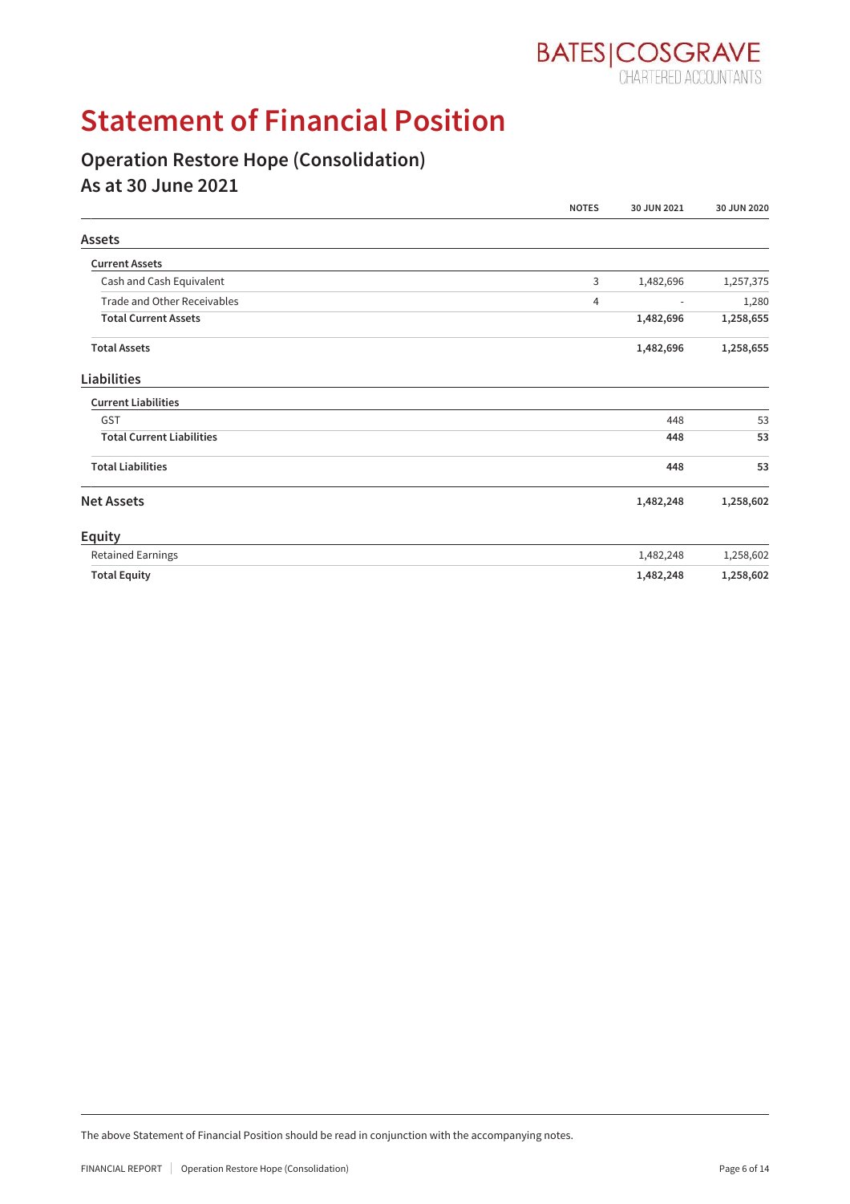# Statement of Financial Position

## Operation Restore Hope (Consolidation)
## As at 30 June 2021

| | NOTES | 30 JUN 2021 | 30 JUN 2020 |
|---|---|---|---|
| **Assets** | | | |
| **Current Assets** | | | |
| Cash and Cash Equivalent | 3 | 1,482,696 | 1,257,375 |
| Trade and Other Receivables | 4 | - | 1,280 |
| **Total Current Assets** | | **1,482,696** | **1,258,655** |
| **Total Assets** | | **1,482,696** | **1,258,655** |
| **Liabilities** | | | |
| **Current Liabilities** | | | |
| GST | | 448 | 53 |
| **Total Current Liabilities** | | **448** | **53** |
| **Total Liabilities** | | **448** | **53** |
| **Net Assets** | | **1,482,248** | **1,258,602** |
| **Equity** | | | |
| Retained Earnings | | 1,482,248 | 1,258,602 |
| **Total Equity** | | **1,482,248** | **1,258,602** |

The above Statement of Financial Position should be read in conjunction with the accompanying notes.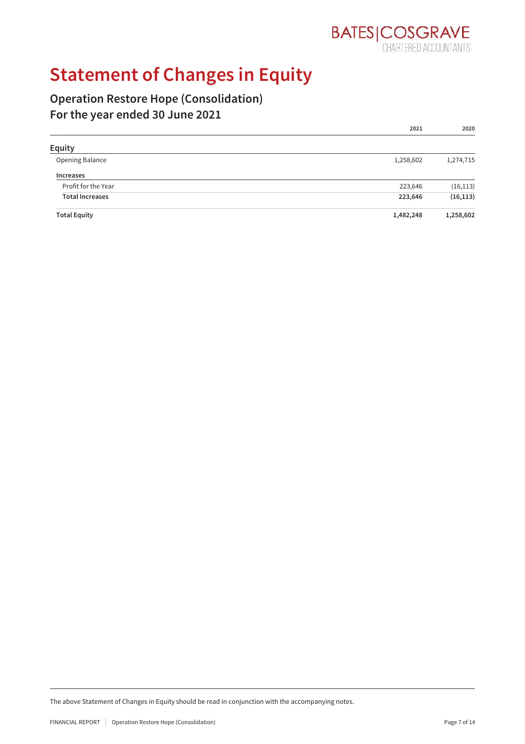# Statement of Changes in Equity

## Operation Restore Hope (Consolidation)
## For the year ended 30 June 2021

| | 2021 | 2020 |
|---|---|---|
| **Equity** | | |
| Opening Balance | 1,258,602 | 1,274,715 |
| **Increases** | | |
| Profit for the Year | 223,646 | (16,113) |
| **Total Increases** | **223,646** | **(16,113)** |
| **Total Equity** | **1,482,248** | **1,258,602** |

The above Statement of Changes in Equity should be read in conjunction with the accompanying notes.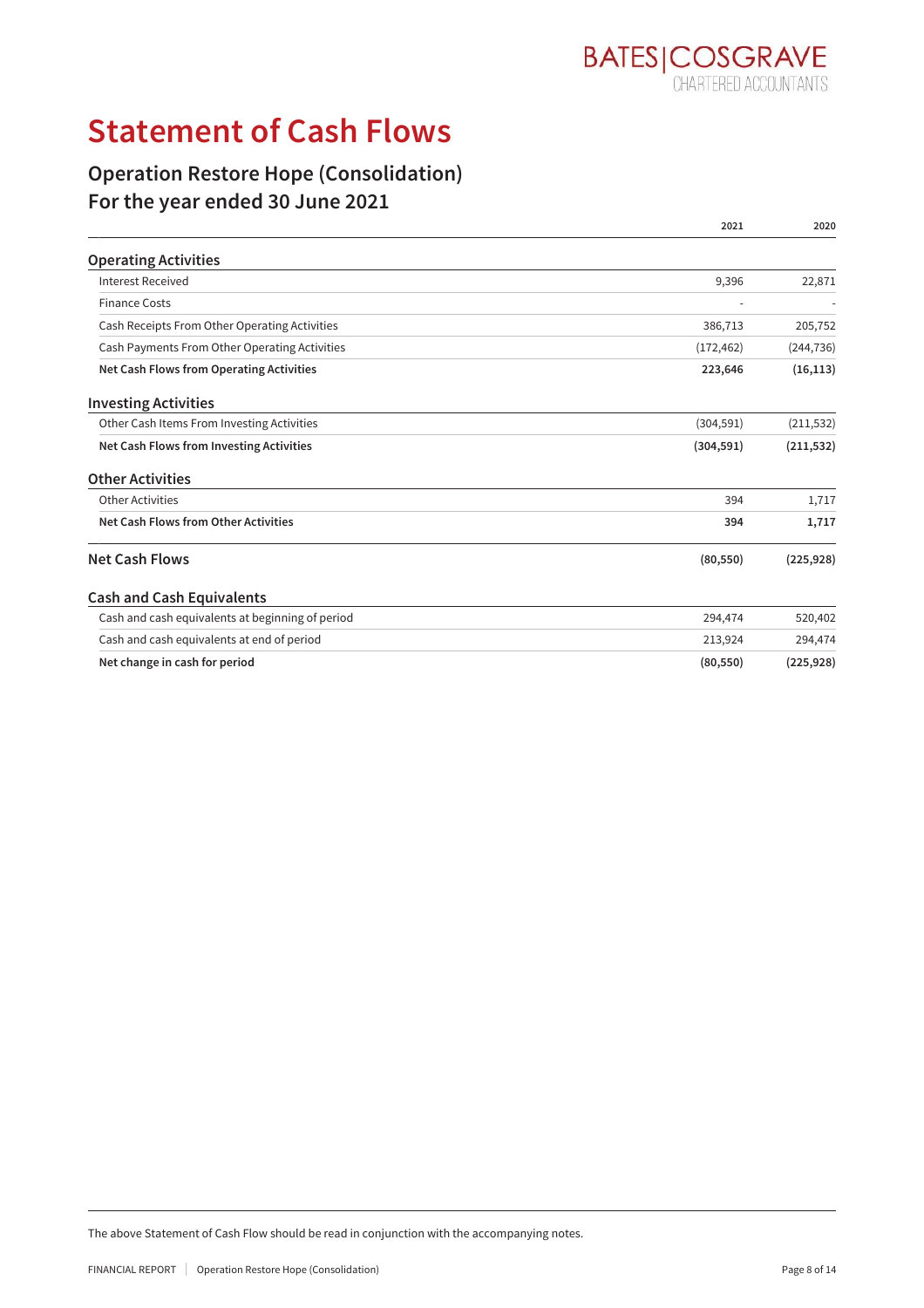BATES|COSGRAVE
CHARTERED ACCOUNTANTS

# Statement of Cash Flows

## Operation Restore Hope (Consolidation)
## For the year ended 30 June 2021

| | 2021 | 2020 |
|---|---|---|
| **Operating Activities** | | |
| Interest Received | 9,396 | 22,871 |
| Finance Costs | - | - |
| Cash Receipts From Other Operating Activities | 386,713 | 205,752 |
| Cash Payments From Other Operating Activities | (172,462) | (244,736) |
| **Net Cash Flows from Operating Activities** | **223,646** | **(16,113)** |
| **Investing Activities** | | |
| Other Cash Items From Investing Activities | (304,591) | (211,532) |
| **Net Cash Flows from Investing Activities** | **(304,591)** | **(211,532)** |
| **Other Activities** | | |
| Other Activities | 394 | 1,717 |
| **Net Cash Flows from Other Activities** | **394** | **1,717** |
| **Net Cash Flows** | **(80,550)** | **(225,928)** |
| **Cash and Cash Equivalents** | | |
| Cash and cash equivalents at beginning of period | 294,474 | 520,402 |
| Cash and cash equivalents at end of period | 213,924 | 294,474 |
| **Net change in cash for period** | **(80,550)** | **(225,928)** |

The above Statement of Cash Flow should be read in conjunction with the accompanying notes.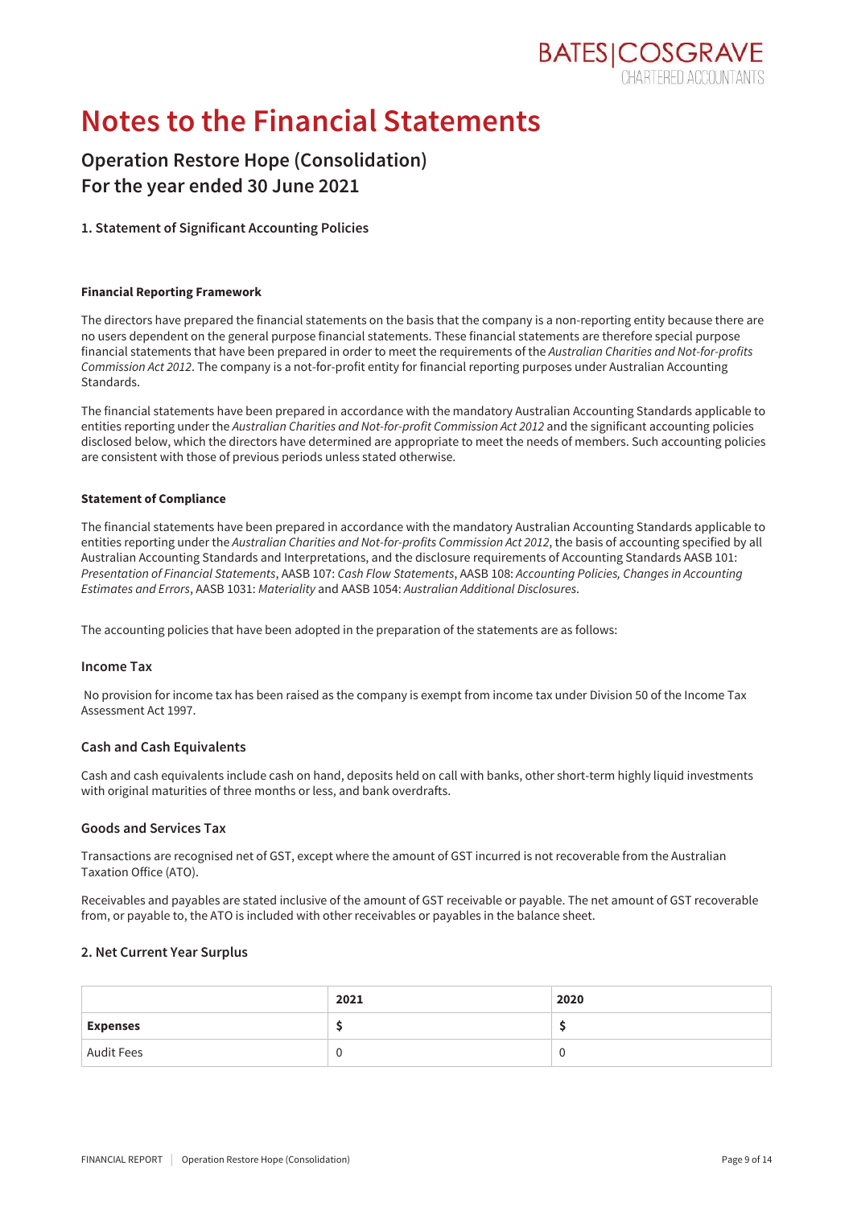# Notes to the Financial Statements

## Operation Restore Hope (Consolidation)
## For the year ended 30 June 2021

### 1. Statement of Significant Accounting Policies

**Financial Reporting Framework**

The directors have prepared the financial statements on the basis that the company is a non-reporting entity because there are no users dependent on the general purpose financial statements. These financial statements are therefore special purpose financial statements that have been prepared in order to meet the requirements of the *Australian Charities and Not-for-profits Commission Act 2012*. The company is a not-for-profit entity for financial reporting purposes under Australian Accounting Standards.

The financial statements have been prepared in accordance with the mandatory Australian Accounting Standards applicable to entities reporting under the *Australian Charities and Not-for-profit Commission Act 2012* and the significant accounting policies disclosed below, which the directors have determined are appropriate to meet the needs of members. Such accounting policies are consistent with those of previous periods unless stated otherwise.

**Statement of Compliance**

The financial statements have been prepared in accordance with the mandatory Australian Accounting Standards applicable to entities reporting under the *Australian Charities and Not-for-profits Commission Act 2012*, the basis of accounting specified by all Australian Accounting Standards and Interpretations, and the disclosure requirements of Accounting Standards AASB 101: *Presentation of Financial Statements*, AASB 107: *Cash Flow Statements*, AASB 108: *Accounting Policies, Changes in Accounting Estimates and Errors*, AASB 1031: *Materiality* and AASB 1054: *Australian Additional Disclosures*.

The accounting policies that have been adopted in the preparation of the statements are as follows:

#### Income Tax

No provision for income tax has been raised as the company is exempt from income tax under Division 50 of the Income Tax Assessment Act 1997.

#### Cash and Cash Equivalents

Cash and cash equivalents include cash on hand, deposits held on call with banks, other short-term highly liquid investments with original maturities of three months or less, and bank overdrafts.

#### Goods and Services Tax

Transactions are recognised net of GST, except where the amount of GST incurred is not recoverable from the Australian Taxation Office (ATO).

Receivables and payables are stated inclusive of the amount of GST receivable or payable. The net amount of GST recoverable from, or payable to, the ATO is included with other receivables or payables in the balance sheet.

### 2. Net Current Year Surplus

| | 2021 | 2020 |
|---|---|---|
| **Expenses** | **$** | **$** |
| Audit Fees | 0 | 0 |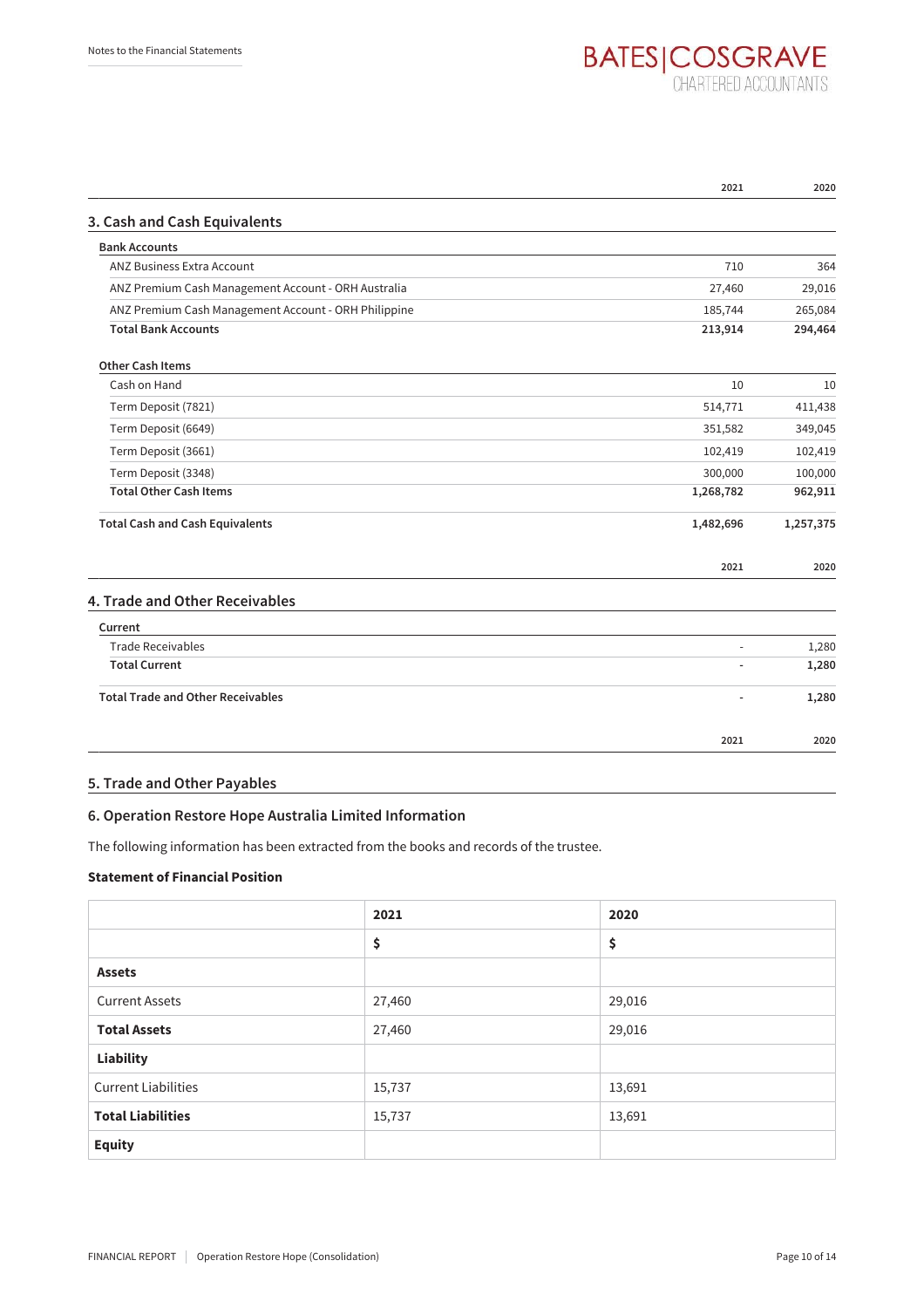## 3. Cash and Cash Equivalents

| | 2021 | 2020 |
|---|---|---|
| **Bank Accounts** | | |
| ANZ Business Extra Account | 710 | 364 |
| ANZ Premium Cash Management Account - ORH Australia | 27,460 | 29,016 |
| ANZ Premium Cash Management Account - ORH Philippine | 185,744 | 265,084 |
| **Total Bank Accounts** | **213,914** | **294,464** |
| **Other Cash Items** | | |
| Cash on Hand | 10 | 10 |
| Term Deposit (7821) | 514,771 | 411,438 |
| Term Deposit (6649) | 351,582 | 349,045 |
| Term Deposit (3661) | 102,419 | 102,419 |
| Term Deposit (3348) | 300,000 | 100,000 |
| **Total Other Cash Items** | **1,268,782** | **962,911** |
| **Total Cash and Cash Equivalents** | **1,482,696** | **1,257,375** |

## 4. Trade and Other Receivables

| | 2021 | 2020 |
|---|---|---|
| **Current** | | |
| Trade Receivables | - | 1,280 |
| **Total Current** | **-** | **1,280** |
| **Total Trade and Other Receivables** | **-** | **1,280** |

| | 2021 | 2020 |
|---|---|---|

## 5. Trade and Other Payables

## 6. Operation Restore Hope Australia Limited Information

The following information has been extracted from the books and records of the trustee.

**Statement of Financial Position**

| | 2021 | 2020 |
|---|---|---|
| | **$** | **$** |
| **Assets** | | |
| Current Assets | 27,460 | 29,016 |
| **Total Assets** | 27,460 | 29,016 |
| **Liability** | | |
| Current Liabilities | 15,737 | 13,691 |
| **Total Liabilities** | 15,737 | 13,691 |
| **Equity** | | |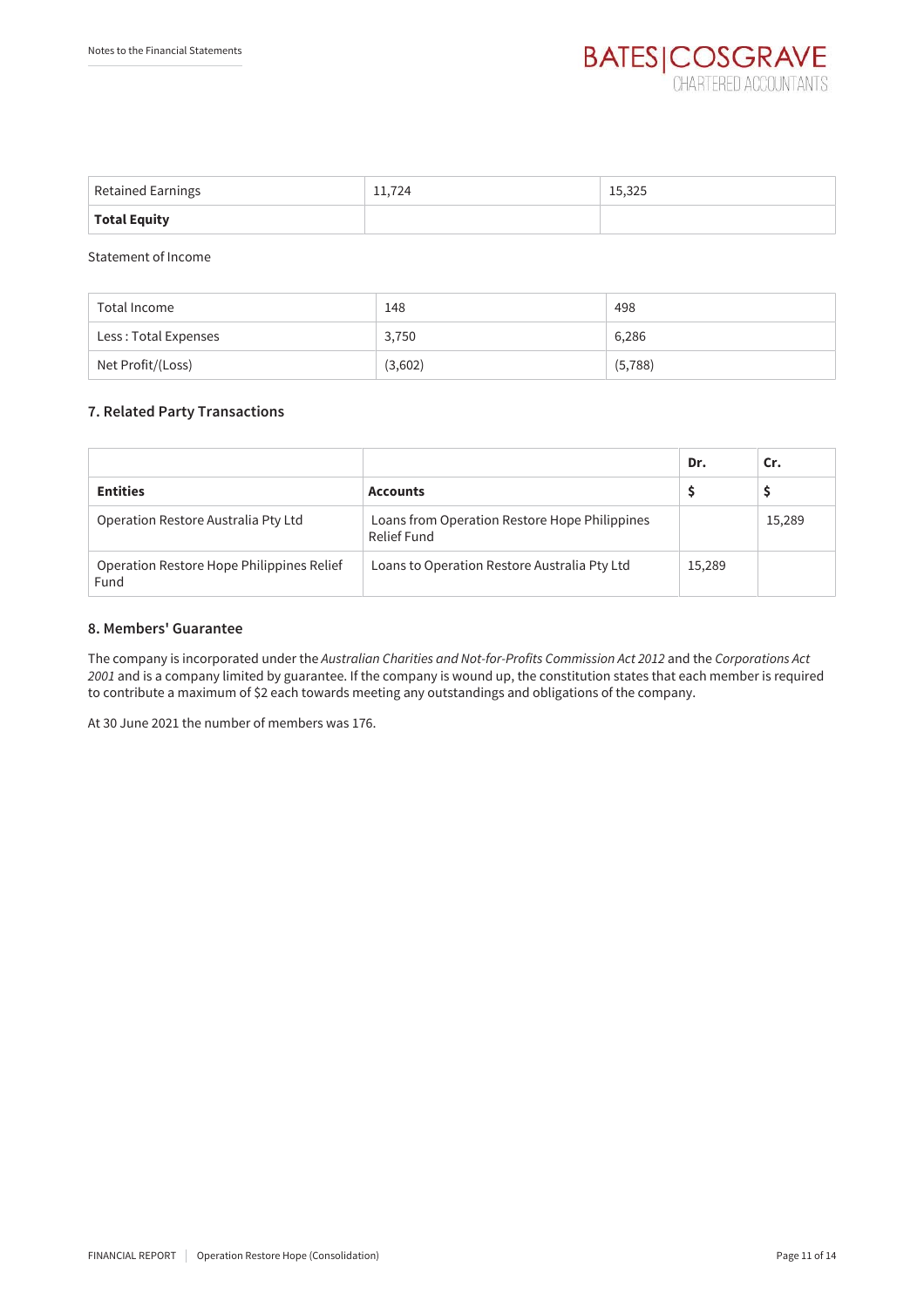| Retained Earnings | 11,724 | 15,325 |
|---|---|---|
| **Total Equity** | | |

Statement of Income

| Total Income | 148 | 498 |
|---|---|---|
| Less : Total Expenses | 3,750 | 6,286 |
| Net Profit/(Loss) | (3,602) | (5,788) |

### 7. Related Party Transactions

| | | Dr. | Cr. |
|---|---|---|---|
| **Entities** | **Accounts** | **$** | **$** |
| Operation Restore Australia Pty Ltd | Loans from Operation Restore Hope Philippines Relief Fund | | 15,289 |
| Operation Restore Hope Philippines Relief Fund | Loans to Operation Restore Australia Pty Ltd | 15,289 | |

### 8. Members' Guarantee

The company is incorporated under the *Australian Charities and Not-for-Profits Commission Act 2012* and the *Corporations Act 2001* and is a company limited by guarantee. If the company is wound up, the constitution states that each member is required to contribute a maximum of $2 each towards meeting any outstandings and obligations of the company.

At 30 June 2021 the number of members was 176.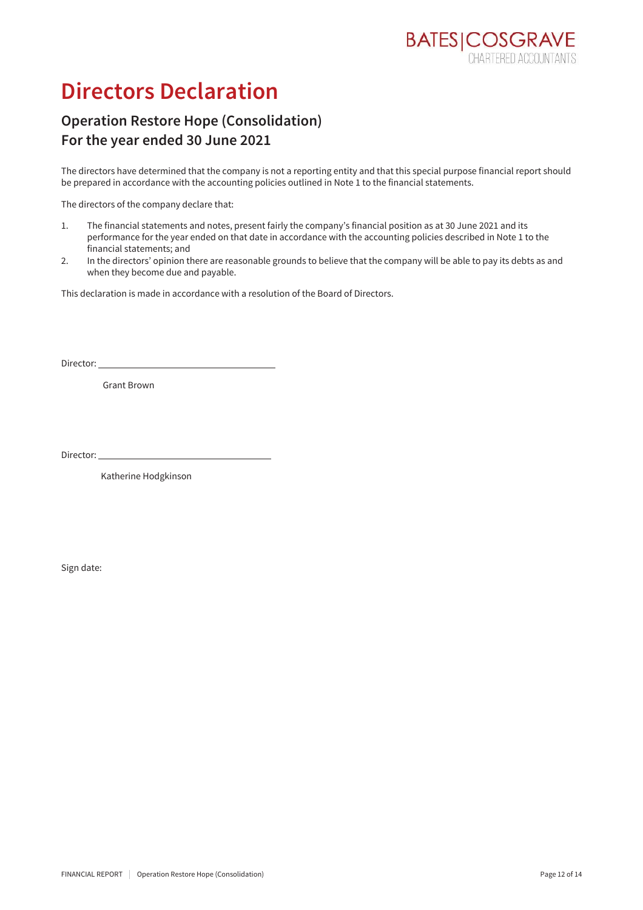# Directors Declaration

## Operation Restore Hope (Consolidation)
## For the year ended 30 June 2021

The directors have determined that the company is not a reporting entity and that this special purpose financial report should be prepared in accordance with the accounting policies outlined in Note 1 to the financial statements.

The directors of the company declare that:

1. The financial statements and notes, present fairly the company's financial position as at 30 June 2021 and its performance for the year ended on that date in accordance with the accounting policies described in Note 1 to the financial statements; and
2. In the directors' opinion there are reasonable grounds to believe that the company will be able to pay its debts as and when they become due and payable.

This declaration is made in accordance with a resolution of the Board of Directors.

Director: ___________________________________

Grant Brown

Director: ___________________________________

Katherine Hodgkinson

Sign date: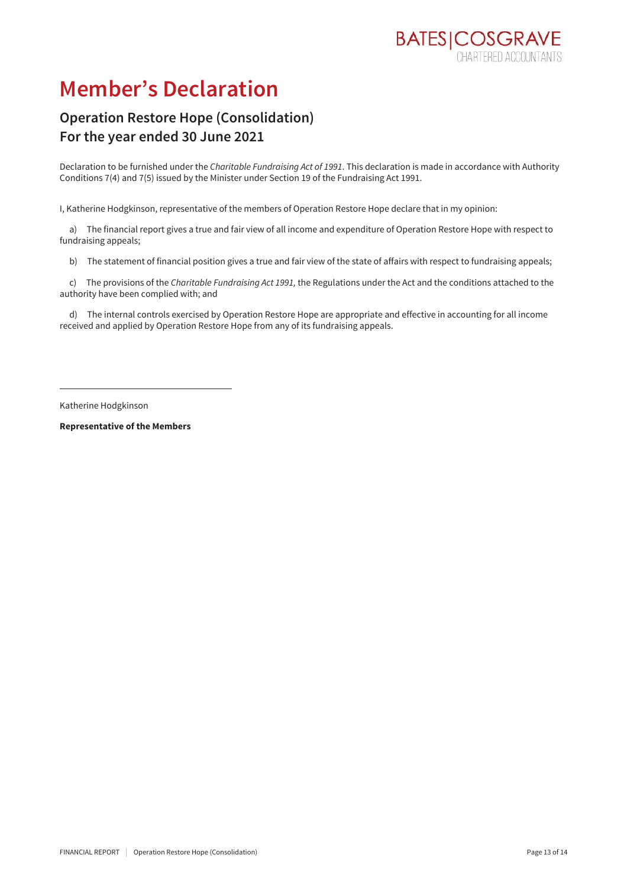# Member's Declaration

## Operation Restore Hope (Consolidation)
## For the year ended 30 June 2021

Declaration to be furnished under the *Charitable Fundraising Act of 1991*. This declaration is made in accordance with Authority Conditions 7(4) and 7(5) issued by the Minister under Section 19 of the Fundraising Act 1991.

I, Katherine Hodgkinson, representative of the members of Operation Restore Hope declare that in my opinion:

a) The financial report gives a true and fair view of all income and expenditure of Operation Restore Hope with respect to fundraising appeals;

b) The statement of financial position gives a true and fair view of the state of affairs with respect to fundraising appeals;

c) The provisions of the *Charitable Fundraising Act 1991,* the Regulations under the Act and the conditions attached to the authority have been complied with; and

d) The internal controls exercised by Operation Restore Hope are appropriate and effective in accounting for all income received and applied by Operation Restore Hope from any of its fundraising appeals.

---

Katherine Hodgkinson

**Representative of the Members**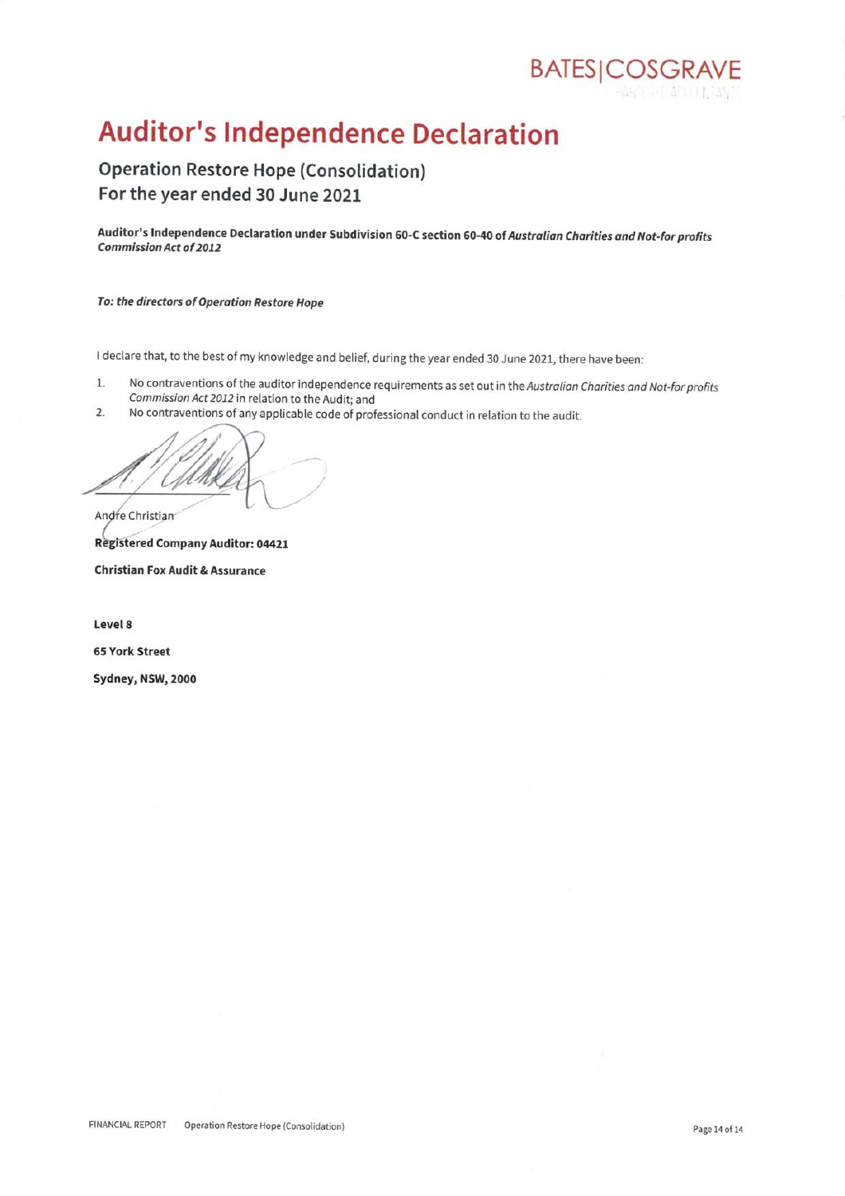BATES|COSGRAVE

# Auditor's Independence Declaration

## Operation Restore Hope (Consolidation)
## For the year ended 30 June 2021

**Auditor's Independence Declaration under Subdivision 60-C section 60-40 of *Australian Charities and Not-for profits Commission Act of 2012***

***To: the directors of Operation Restore Hope***

I declare that, to the best of my knowledge and belief, during the year ended 30 June 2021, there have been:

1. No contraventions of the auditor independence requirements as set out in the *Australian Charities and Not-for profits Commission Act 2012* in relation to the Audit; and
2. No contraventions of any applicable code of professional conduct in relation to the audit.

Andre Christian

**Registered Company Auditor: 04421**

**Christian Fox Audit & Assurance**

**Level 8**

**65 York Street**

**Sydney, NSW, 2000**